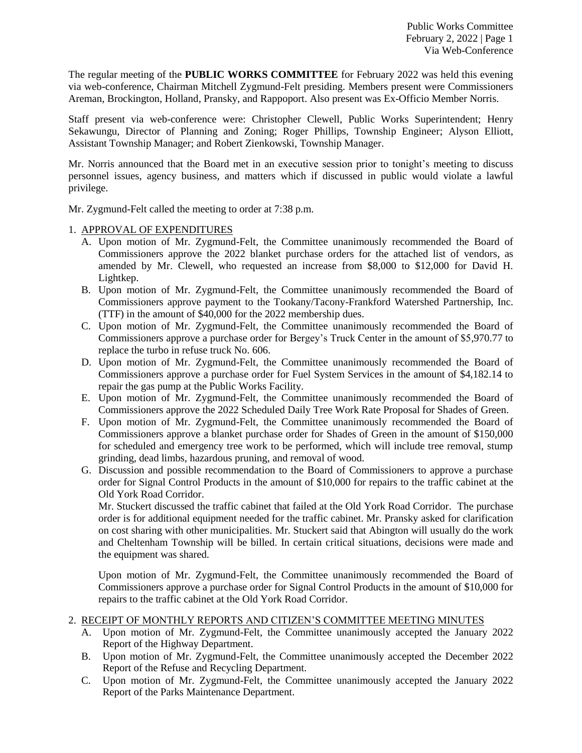The regular meeting of the **PUBLIC WORKS COMMITTEE** for February 2022 was held this evening via web-conference, Chairman Mitchell Zygmund-Felt presiding. Members present were Commissioners Areman, Brockington, Holland, Pransky, and Rappoport. Also present was Ex-Officio Member Norris.

Staff present via web-conference were: Christopher Clewell, Public Works Superintendent; Henry Sekawungu, Director of Planning and Zoning; Roger Phillips, Township Engineer; Alyson Elliott, Assistant Township Manager; and Robert Zienkowski, Township Manager.

Mr. Norris announced that the Board met in an executive session prior to tonight's meeting to discuss personnel issues, agency business, and matters which if discussed in public would violate a lawful privilege.

Mr. Zygmund-Felt called the meeting to order at 7:38 p.m.

1. APPROVAL OF EXPENDITURES
   A. Upon motion of Mr. Zygmund-Felt, the Committee unanimously recommended the Board of Commissioners approve the 2022 blanket purchase orders for the attached list of vendors, as amended by Mr. Clewell, who requested an increase from $8,000 to $12,000 for David H. Lightkep.
   B. Upon motion of Mr. Zygmund-Felt, the Committee unanimously recommended the Board of Commissioners approve payment to the Tookany/Tacony-Frankford Watershed Partnership, Inc. (TTF) in the amount of $40,000 for the 2022 membership dues.
   C. Upon motion of Mr. Zygmund-Felt, the Committee unanimously recommended the Board of Commissioners approve a purchase order for Bergey's Truck Center in the amount of $5,970.77 to replace the turbo in refuse truck No. 606.
   D. Upon motion of Mr. Zygmund-Felt, the Committee unanimously recommended the Board of Commissioners approve a purchase order for Fuel System Services in the amount of $4,182.14 to repair the gas pump at the Public Works Facility.
   E. Upon motion of Mr. Zygmund-Felt, the Committee unanimously recommended the Board of Commissioners approve the 2022 Scheduled Daily Tree Work Rate Proposal for Shades of Green.
   F. Upon motion of Mr. Zygmund-Felt, the Committee unanimously recommended the Board of Commissioners approve a blanket purchase order for Shades of Green in the amount of $150,000 for scheduled and emergency tree work to be performed, which will include tree removal, stump grinding, dead limbs, hazardous pruning, and removal of wood.
   G. Discussion and possible recommendation to the Board of Commissioners to approve a purchase order for Signal Control Products in the amount of $10,000 for repairs to the traffic cabinet at the Old York Road Corridor.

      Mr. Stuckert discussed the traffic cabinet that failed at the Old York Road Corridor. The purchase order is for additional equipment needed for the traffic cabinet. Mr. Pransky asked for clarification on cost sharing with other municipalities. Mr. Stuckert said that Abington will usually do the work and Cheltenham Township will be billed. In certain critical situations, decisions were made and the equipment was shared.

      Upon motion of Mr. Zygmund-Felt, the Committee unanimously recommended the Board of Commissioners approve a purchase order for Signal Control Products in the amount of $10,000 for repairs to the traffic cabinet at the Old York Road Corridor.

2. RECEIPT OF MONTHLY REPORTS AND CITIZEN'S COMMITTEE MEETING MINUTES
   A. Upon motion of Mr. Zygmund-Felt, the Committee unanimously accepted the January 2022 Report of the Highway Department.
   B. Upon motion of Mr. Zygmund-Felt, the Committee unanimously accepted the December 2022 Report of the Refuse and Recycling Department.
   C. Upon motion of Mr. Zygmund-Felt, the Committee unanimously accepted the January 2022 Report of the Parks Maintenance Department.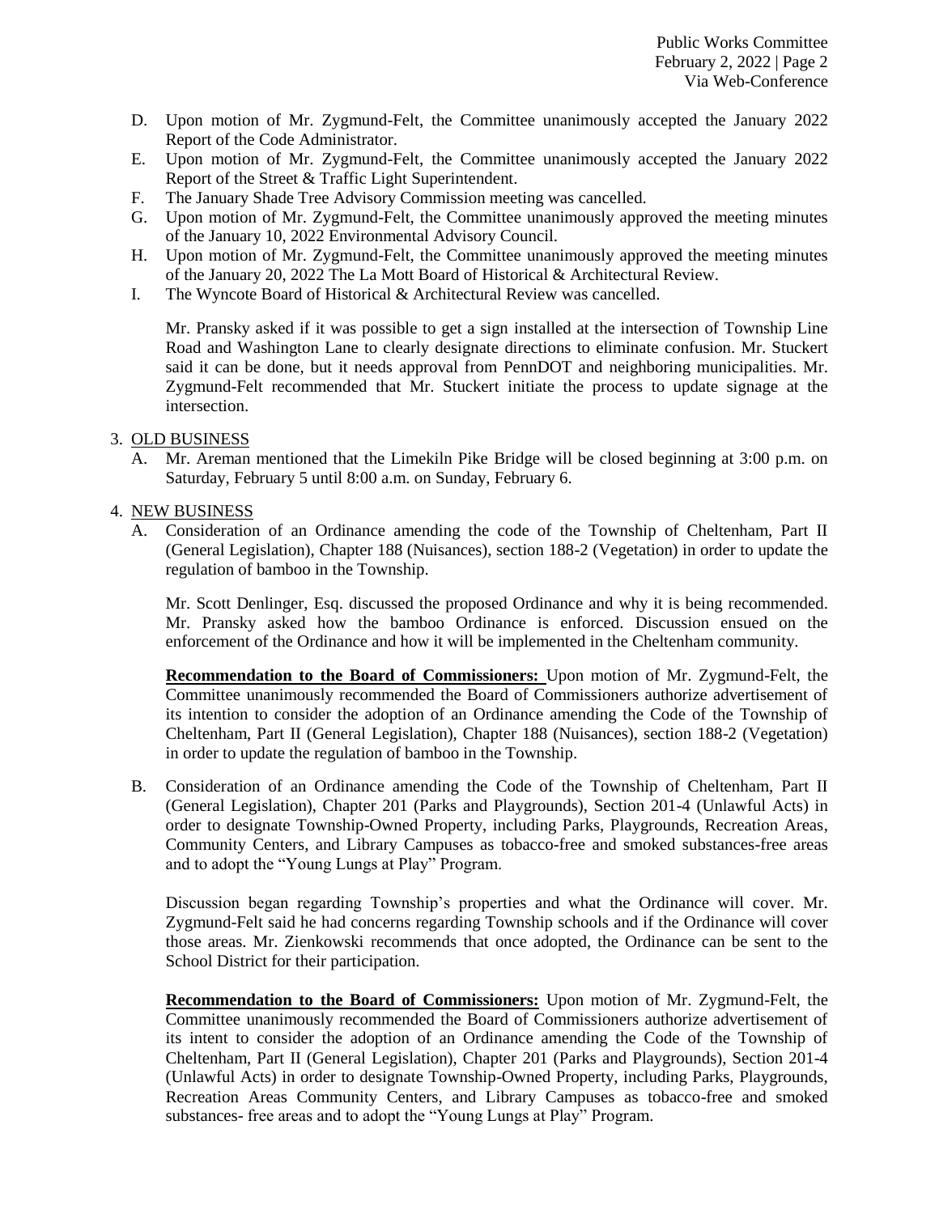D. Upon motion of Mr. Zygmund-Felt, the Committee unanimously accepted the January 2022 Report of the Code Administrator.
E. Upon motion of Mr. Zygmund-Felt, the Committee unanimously accepted the January 2022 Report of the Street & Traffic Light Superintendent.
F. The January Shade Tree Advisory Commission meeting was cancelled.
G. Upon motion of Mr. Zygmund-Felt, the Committee unanimously approved the meeting minutes of the January 10, 2022 Environmental Advisory Council.
H. Upon motion of Mr. Zygmund-Felt, the Committee unanimously approved the meeting minutes of the January 20, 2022 The La Mott Board of Historical & Architectural Review.
I. The Wyncote Board of Historical & Architectural Review was cancelled.

Mr. Pransky asked if it was possible to get a sign installed at the intersection of Township Line Road and Washington Lane to clearly designate directions to eliminate confusion. Mr. Stuckert said it can be done, but it needs approval from PennDOT and neighboring municipalities. Mr. Zygmund-Felt recommended that Mr. Stuckert initiate the process to update signage at the intersection.

3. OLD BUSINESS

A. Mr. Areman mentioned that the Limekiln Pike Bridge will be closed beginning at 3:00 p.m. on Saturday, February 5 until 8:00 a.m. on Sunday, February 6.

4. NEW BUSINESS

A. Consideration of an Ordinance amending the code of the Township of Cheltenham, Part II (General Legislation), Chapter 188 (Nuisances), section 188-2 (Vegetation) in order to update the regulation of bamboo in the Township.

Mr. Scott Denlinger, Esq. discussed the proposed Ordinance and why it is being recommended. Mr. Pransky asked how the bamboo Ordinance is enforced. Discussion ensued on the enforcement of the Ordinance and how it will be implemented in the Cheltenham community.

**Recommendation to the Board of Commissioners:** Upon motion of Mr. Zygmund-Felt, the Committee unanimously recommended the Board of Commissioners authorize advertisement of its intention to consider the adoption of an Ordinance amending the Code of the Township of Cheltenham, Part II (General Legislation), Chapter 188 (Nuisances), section 188-2 (Vegetation) in order to update the regulation of bamboo in the Township.

B. Consideration of an Ordinance amending the Code of the Township of Cheltenham, Part II (General Legislation), Chapter 201 (Parks and Playgrounds), Section 201-4 (Unlawful Acts) in order to designate Township-Owned Property, including Parks, Playgrounds, Recreation Areas, Community Centers, and Library Campuses as tobacco-free and smoked substances-free areas and to adopt the "Young Lungs at Play" Program.

Discussion began regarding Township's properties and what the Ordinance will cover. Mr. Zygmund-Felt said he had concerns regarding Township schools and if the Ordinance will cover those areas. Mr. Zienkowski recommends that once adopted, the Ordinance can be sent to the School District for their participation.

**Recommendation to the Board of Commissioners:** Upon motion of Mr. Zygmund-Felt, the Committee unanimously recommended the Board of Commissioners authorize advertisement of its intent to consider the adoption of an Ordinance amending the Code of the Township of Cheltenham, Part II (General Legislation), Chapter 201 (Parks and Playgrounds), Section 201-4 (Unlawful Acts) in order to designate Township-Owned Property, including Parks, Playgrounds, Recreation Areas Community Centers, and Library Campuses as tobacco-free and smoked substances- free areas and to adopt the "Young Lungs at Play" Program.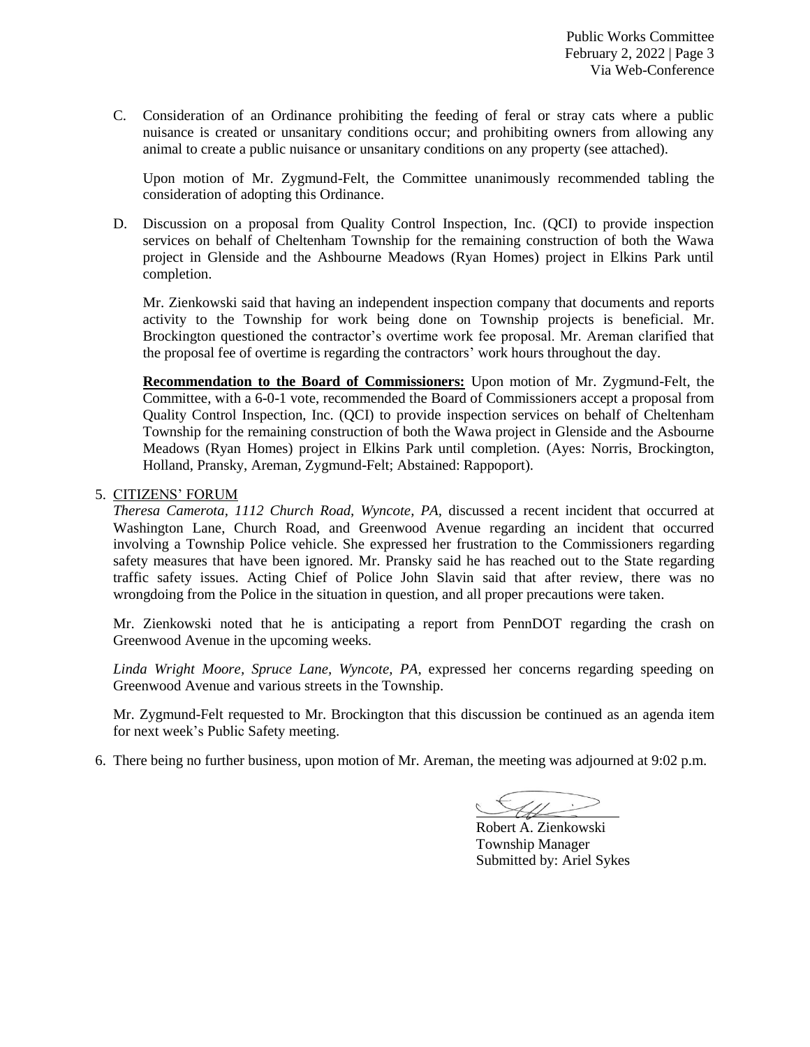C. Consideration of an Ordinance prohibiting the feeding of feral or stray cats where a public nuisance is created or unsanitary conditions occur; and prohibiting owners from allowing any animal to create a public nuisance or unsanitary conditions on any property (see attached).

   Upon motion of Mr. Zygmund-Felt, the Committee unanimously recommended tabling the consideration of adopting this Ordinance.

D. Discussion on a proposal from Quality Control Inspection, Inc. (QCI) to provide inspection services on behalf of Cheltenham Township for the remaining construction of both the Wawa project in Glenside and the Ashbourne Meadows (Ryan Homes) project in Elkins Park until completion.

   Mr. Zienkowski said that having an independent inspection company that documents and reports activity to the Township for work being done on Township projects is beneficial. Mr. Brockington questioned the contractor's overtime work fee proposal. Mr. Areman clarified that the proposal fee of overtime is regarding the contractors' work hours throughout the day.

   **Recommendation to the Board of Commissioners:** Upon motion of Mr. Zygmund-Felt, the Committee, with a 6-0-1 vote, recommended the Board of Commissioners accept a proposal from Quality Control Inspection, Inc. (QCI) to provide inspection services on behalf of Cheltenham Township for the remaining construction of both the Wawa project in Glenside and the Asbourne Meadows (Ryan Homes) project in Elkins Park until completion. (Ayes: Norris, Brockington, Holland, Pransky, Areman, Zygmund-Felt; Abstained: Rappoport).

5. CITIZENS' FORUM

   *Theresa Camerota, 1112 Church Road, Wyncote, PA,* discussed a recent incident that occurred at Washington Lane, Church Road, and Greenwood Avenue regarding an incident that occurred involving a Township Police vehicle. She expressed her frustration to the Commissioners regarding safety measures that have been ignored. Mr. Pransky said he has reached out to the State regarding traffic safety issues. Acting Chief of Police John Slavin said that after review, there was no wrongdoing from the Police in the situation in question, and all proper precautions were taken.

   Mr. Zienkowski noted that he is anticipating a report from PennDOT regarding the crash on Greenwood Avenue in the upcoming weeks.

   *Linda Wright Moore, Spruce Lane, Wyncote, PA,* expressed her concerns regarding speeding on Greenwood Avenue and various streets in the Township.

   Mr. Zygmund-Felt requested to Mr. Brockington that this discussion be continued as an agenda item for next week's Public Safety meeting.

6. There being no further business, upon motion of Mr. Areman, the meeting was adjourned at 9:02 p.m.

Robert A. Zienkowski
Township Manager
Submitted by: Ariel Sykes